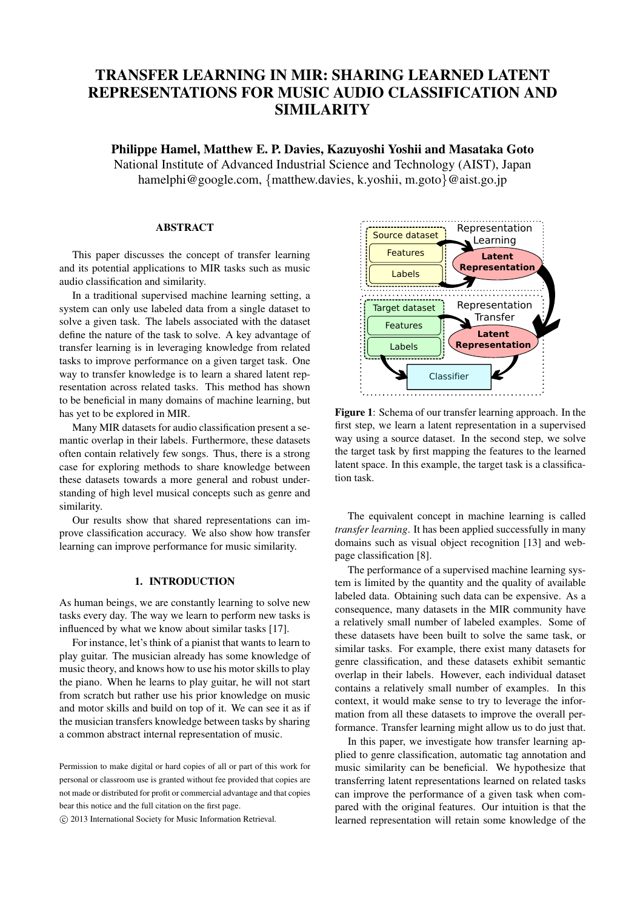# TRANSFER LEARNING IN MIR: SHARING LEARNED LATENT REPRESENTATIONS FOR MUSIC AUDIO CLASSIFICATION AND SIMILARITY

**Philippe Hamel, Matthew E. P. Davies, Kazuyoshi Yoshii and Masataka Goto**

National Institute of Advanced Industrial Science and Technology (AIST), Japan

hamelphi@google.com, {matthew.davies, k.yoshii, m.goto}@aist.go.jp

## ABSTRACT

This paper discusses the concept of transfer learning and its potential applications to MIR tasks such as music audio classification and similarity.

In a traditional supervised machine learning setting, a system can only use labeled data from a single dataset to solve a given task. The labels associated with the dataset define the nature of the task to solve. A key advantage of transfer learning is in leveraging knowledge from related tasks to improve performance on a given target task. One way to transfer knowledge is to learn a shared latent representation across related tasks. This method has shown to be beneficial in many domains of machine learning, but has yet to be explored in MIR.

Many MIR datasets for audio classification present a semantic overlap in their labels. Furthermore, these datasets often contain relatively few songs. Thus, there is a strong case for exploring methods to share knowledge between these datasets towards a more general and robust understanding of high level musical concepts such as genre and similarity.

Our results show that shared representations can improve classification accuracy. We also show how transfer learning can improve performance for music similarity.

## 1. INTRODUCTION

As human beings, we are constantly learning to solve new tasks every day. The way we learn to perform new tasks is influenced by what we know about similar tasks [17].

For instance, let's think of a pianist that wants to learn to play guitar. The musician already has some knowledge of music theory, and knows how to use his motor skills to play the piano. When he learns to play guitar, he will not start from scratch but rather use his prior knowledge on music and motor skills and build on top of it. We can see it as if the musician transfers knowledge between tasks by sharing a common abstract internal representation of music.

Permission to make digital or hard copies of all or part of this work for personal or classroom use is granted without fee provided that copies are not made or distributed for profit or commercial advantage and that copies bear this notice and the full citation on the first page.

© 2013 International Society for Music Information Retrieval.

**Figure 1**: Schema of our transfer learning approach. In the first step, we learn a latent representation in a supervised way using a source dataset. In the second step, we solve the target task by first mapping the features to the learned latent space. In this example, the target task is a classification task.

The equivalent concept in machine learning is called *transfer learning*. It has been applied successfully in many domains such as visual object recognition [13] and web-page classification [8].

The performance of a supervised machine learning system is limited by the quantity and the quality of available labeled data. Obtaining such data can be expensive. As a consequence, many datasets in the MIR community have a relatively small number of labeled examples. Some of these datasets have been built to solve the same task, or similar tasks. For example, there exist many datasets for genre classification, and these datasets exhibit semantic overlap in their labels. However, each individual dataset contains a relatively small number of examples. In this context, it would make sense to try to leverage the information from all these datasets to improve the overall performance. Transfer learning might allow us to do just that.

In this paper, we investigate how transfer learning applied to genre classification, automatic tag annotation and music similarity can be beneficial. We hypothesize that transferring latent representations learned on related tasks can improve the performance of a given task when compared with the original features. Our intuition is that the learned representation will retain some knowledge of the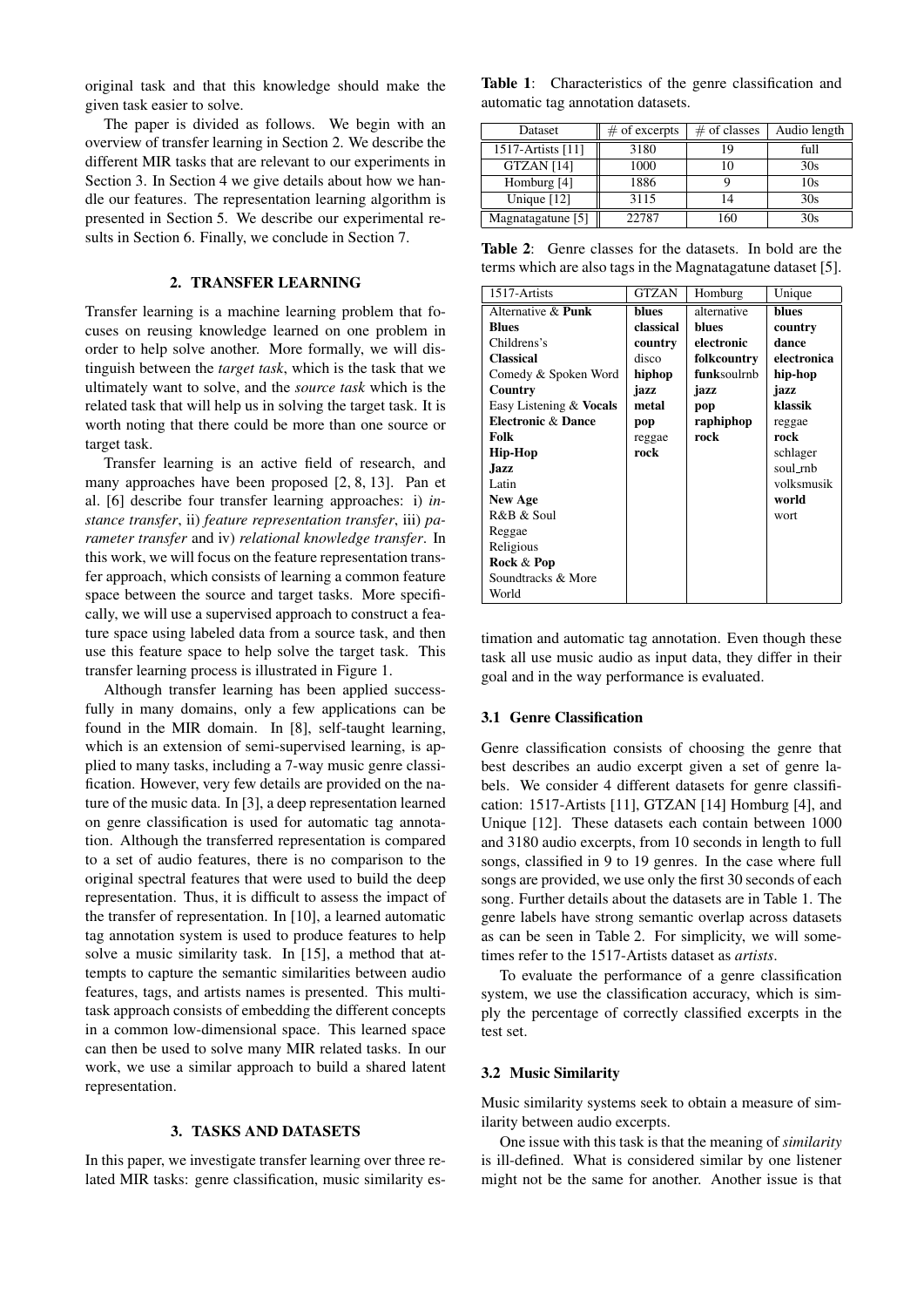original task and that this knowledge should make the given task easier to solve.

The paper is divided as follows. We begin with an overview of transfer learning in Section 2. We describe the different MIR tasks that are relevant to our experiments in Section 3. In Section 4 we give details about how we handle our features. The representation learning algorithm is presented in Section 5. We describe our experimental results in Section 6. Finally, we conclude in Section 7.

## 2. TRANSFER LEARNING

Transfer learning is a machine learning problem that focuses on reusing knowledge learned on one problem in order to help solve another. More formally, we will distinguish between the *target task*, which is the task that we ultimately want to solve, and the *source task* which is the related task that will help us in solving the target task. It is worth noting that there could be more than one source or target task.

Transfer learning is an active field of research, and many approaches have been proposed [2, 8, 13]. Pan et al. [6] describe four transfer learning approaches: i) *instance transfer*, ii) *feature representation transfer*, iii) *parameter transfer* and iv) *relational knowledge transfer*. In this work, we will focus on the feature representation transfer approach, which consists of learning a common feature space between the source and target tasks. More specifically, we will use a supervised approach to construct a feature space using labeled data from a source task, and then use this feature space to help solve the target task. This transfer learning process is illustrated in Figure 1.

Although transfer learning has been applied successfully in many domains, only a few applications can be found in the MIR domain. In [8], self-taught learning, which is an extension of semi-supervised learning, is applied to many tasks, including a 7-way music genre classification. However, very few details are provided on the nature of the music data. In [3], a deep representation learned on genre classification is used for automatic tag annotation. Although the transferred representation is compared to a set of audio features, there is no comparison to the original spectral features that were used to build the deep representation. Thus, it is difficult to assess the impact of the transfer of representation. In [10], a learned automatic tag annotation system is used to produce features to help solve a music similarity task. In [15], a method that attempts to capture the semantic similarities between audio features, tags, and artists names is presented. This multitask approach consists of embedding the different concepts in a common low-dimensional space. This learned space can then be used to solve many MIR related tasks. In our work, we use a similar approach to build a shared latent representation.

## 3. TASKS AND DATASETS

In this paper, we investigate transfer learning over three related MIR tasks: genre classification, music similarity estimation and automatic tag annotation. Even though these task all use music audio as input data, they differ in their goal and in the way performance is evaluated.

**Table 1**: Characteristics of the genre classification and automatic tag annotation datasets.

| Dataset | # of excerpts | # of classes | Audio length |
|---|---|---|---|
| 1517-Artists [11] | 3180 | 19 | full |
| GTZAN [14] | 1000 | 10 | 30s |
| Homburg [4] | 1886 | 9 | 10s |
| Unique [12] | 3115 | 14 | 30s |
| Magnatagatune [5] | 22787 | 160 | 30s |

**Table 2**: Genre classes for the datasets. In bold are the terms which are also tags in the Magnatagatune dataset [5].

| 1517-Artists | GTZAN | Homburg | Unique |
|---|---|---|---|
| Alternative & **Punk** | **blues** | alternative | **blues** |
| **Blues** | **classical** | **blues** | **country** |
| Childrens's | **country** | **electronic** | **dance** |
| **Classical** | disco | **folkcountry** | **electronica** |
| Comedy & Spoken Word | **hiphop** | **funk**soulrnb | **hip-hop** |
| **Country** | **jazz** | **jazz** | **jazz** |
| Easy Listening & **Vocals** | **metal** | **pop** | **klassik** |
| **Electronic** & **Dance** | **pop** | **raphiphop** | reggae |
| **Folk** | reggae | **rock** | **rock** |
| **Hip-Hop** | **rock** | | schlager |
| **Jazz** | | | soul_rnb |
| Latin | | | volksmusik |
| **New Age** | | | **world** |
| R&B & Soul | | | wort |
| Reggae | | | |
| Religious | | | |
| **Rock** & **Pop** | | | |
| Soundtracks & More | | | |
| World | | | |

### 3.1 Genre Classification

Genre classification consists of choosing the genre that best describes an audio excerpt given a set of genre labels. We consider 4 different datasets for genre classification: 1517-Artists [11], GTZAN [14] Homburg [4], and Unique [12]. These datasets each contain between 1000 and 3180 audio excerpts, from 10 seconds in length to full songs, classified in 9 to 19 genres. In the case where full songs are provided, we use only the first 30 seconds of each song. Further details about the datasets are in Table 1. The genre labels have strong semantic overlap across datasets as can be seen in Table 2. For simplicity, we will sometimes refer to the 1517-Artists dataset as *artists*.

To evaluate the performance of a genre classification system, we use the classification accuracy, which is simply the percentage of correctly classified excerpts in the test set.

### 3.2 Music Similarity

Music similarity systems seek to obtain a measure of similarity between audio excerpts.

One issue with this task is that the meaning of *similarity* is ill-defined. What is considered similar by one listener might not be the same for another. Another issue is that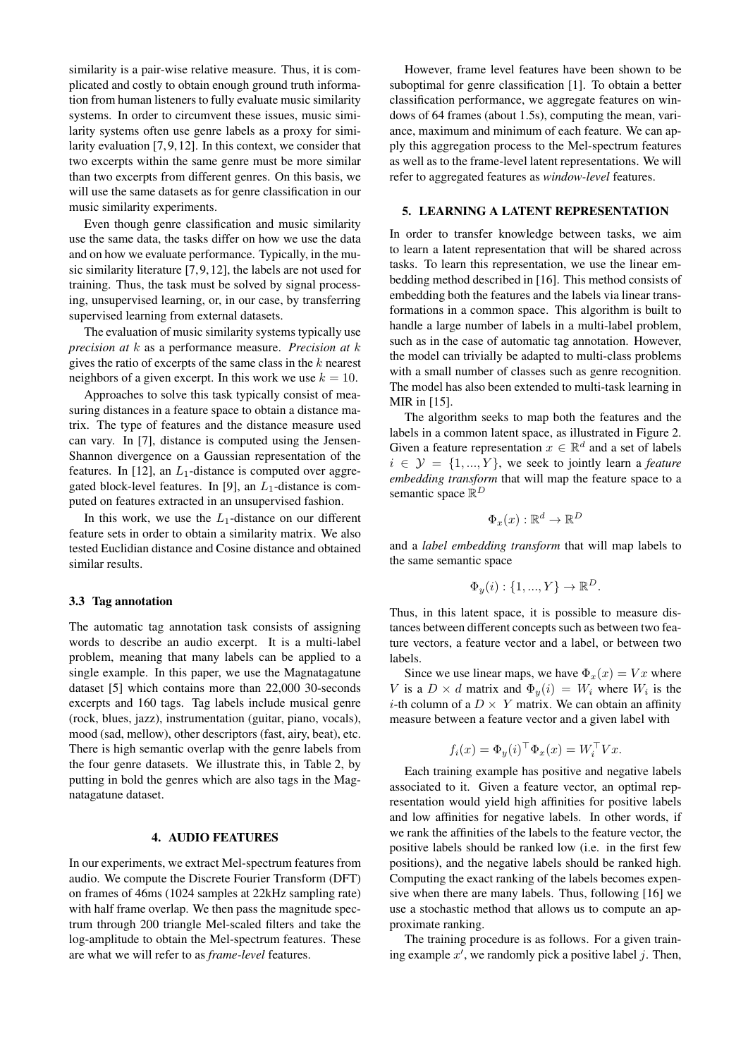similarity is a pair-wise relative measure. Thus, it is complicated and costly to obtain enough ground truth information from human listeners to fully evaluate music similarity systems. In order to circumvent these issues, music similarity systems often use genre labels as a proxy for similarity evaluation [7, 9, 12]. In this context, we consider that two excerpts within the same genre must be more similar than two excerpts from different genres. On this basis, we will use the same datasets as for genre classification in our music similarity experiments.

Even though genre classification and music similarity use the same data, the tasks differ on how we use the data and on how we evaluate performance. Typically, in the music similarity literature [7, 9, 12], the labels are not used for training. Thus, the task must be solved by signal processing, unsupervised learning, or, in our case, by transferring supervised learning from external datasets.

The evaluation of music similarity systems typically use *precision at* $k$ as a performance measure. *Precision at* $k$ gives the ratio of excerpts of the same class in the $k$ nearest neighbors of a given excerpt. In this work we use $k = 10$.

Approaches to solve this task typically consist of measuring distances in a feature space to obtain a distance matrix. The type of features and the distance measure used can vary. In [7], distance is computed using the Jensen-Shannon divergence on a Gaussian representation of the features. In [12], an $L_1$-distance is computed over aggregated block-level features. In [9], an $L_1$-distance is computed on features extracted in an unsupervised fashion.

In this work, we use the $L_1$-distance on our different feature sets in order to obtain a similarity matrix. We also tested Euclidian distance and Cosine distance and obtained similar results.

### 3.3 Tag annotation

The automatic tag annotation task consists of assigning words to describe an audio excerpt. It is a multi-label problem, meaning that many labels can be applied to a single example. In this paper, we use the Magnatagatune dataset [5] which contains more than 22,000 30-seconds excerpts and 160 tags. Tag labels include musical genre (rock, blues, jazz), instrumentation (guitar, piano, vocals), mood (sad, mellow), other descriptors (fast, airy, beat), etc. There is high semantic overlap with the genre labels from the four genre datasets. We illustrate this, in Table 2, by putting in bold the genres which are also tags in the Magnatagatune dataset.

## 4. AUDIO FEATURES

In our experiments, we extract Mel-spectrum features from audio. We compute the Discrete Fourier Transform (DFT) on frames of 46ms (1024 samples at 22kHz sampling rate) with half frame overlap. We then pass the magnitude spectrum through 200 triangle Mel-scaled filters and take the log-amplitude to obtain the Mel-spectrum features. These are what we will refer to as *frame-level* features.

However, frame level features have been shown to be suboptimal for genre classification [1]. To obtain a better classification performance, we aggregate features on windows of 64 frames (about 1.5s), computing the mean, variance, maximum and minimum of each feature. We can apply this aggregation process to the Mel-spectrum features as well as to the frame-level latent representations. We will refer to aggregated features as *window-level* features.

## 5. LEARNING A LATENT REPRESENTATION

In order to transfer knowledge between tasks, we aim to learn a latent representation that will be shared across tasks. To learn this representation, we use the linear embedding method described in [16]. This method consists of embedding both the features and the labels via linear transformations in a common space. This algorithm is built to handle a large number of labels in a multi-label problem, such as in the case of automatic tag annotation. However, the model can trivially be adapted to multi-class problems with a small number of classes such as genre recognition. The model has also been extended to multi-task learning in MIR in [15].

The algorithm seeks to map both the features and the labels in a common latent space, as illustrated in Figure 2. Given a feature representation $x \in \mathbb{R}^d$ and a set of labels $i \in \mathcal{Y} = \{1, ..., Y\}$, we seek to jointly learn a *feature embedding transform* that will map the feature space to a semantic space $\mathbb{R}^D$

$$\Phi_x(x) : \mathbb{R}^d \rightarrow \mathbb{R}^D$$

and a *label embedding transform* that will map labels to the same semantic space

$$\Phi_y(i) : \{1, ..., Y\} \rightarrow \mathbb{R}^D.$$

Thus, in this latent space, it is possible to measure distances between different concepts such as between two feature vectors, a feature vector and a label, or between two labels.

Since we use linear maps, we have $\Phi_x(x) = Vx$ where $V$ is a $D \times d$ matrix and $\Phi_y(i) = W_i$ where $W_i$ is the $i$-th column of a $D \times Y$ matrix. We can obtain an affinity measure between a feature vector and a given label with

$$f_i(x) = \Phi_y(i)^\top \Phi_x(x) = W_i^\top V x.$$

Each training example has positive and negative labels associated to it. Given a feature vector, an optimal representation would yield high affinities for positive labels and low affinities for negative labels. In other words, if we rank the affinities of the labels to the feature vector, the positive labels should be ranked low (i.e. in the first few positions), and the negative labels should be ranked high. Computing the exact ranking of the labels becomes expensive when there are many labels. Thus, following [16] we use a stochastic method that allows us to compute an approximate ranking.

The training procedure is as follows. For a given training example $x'$, we randomly pick a positive label $j$. Then,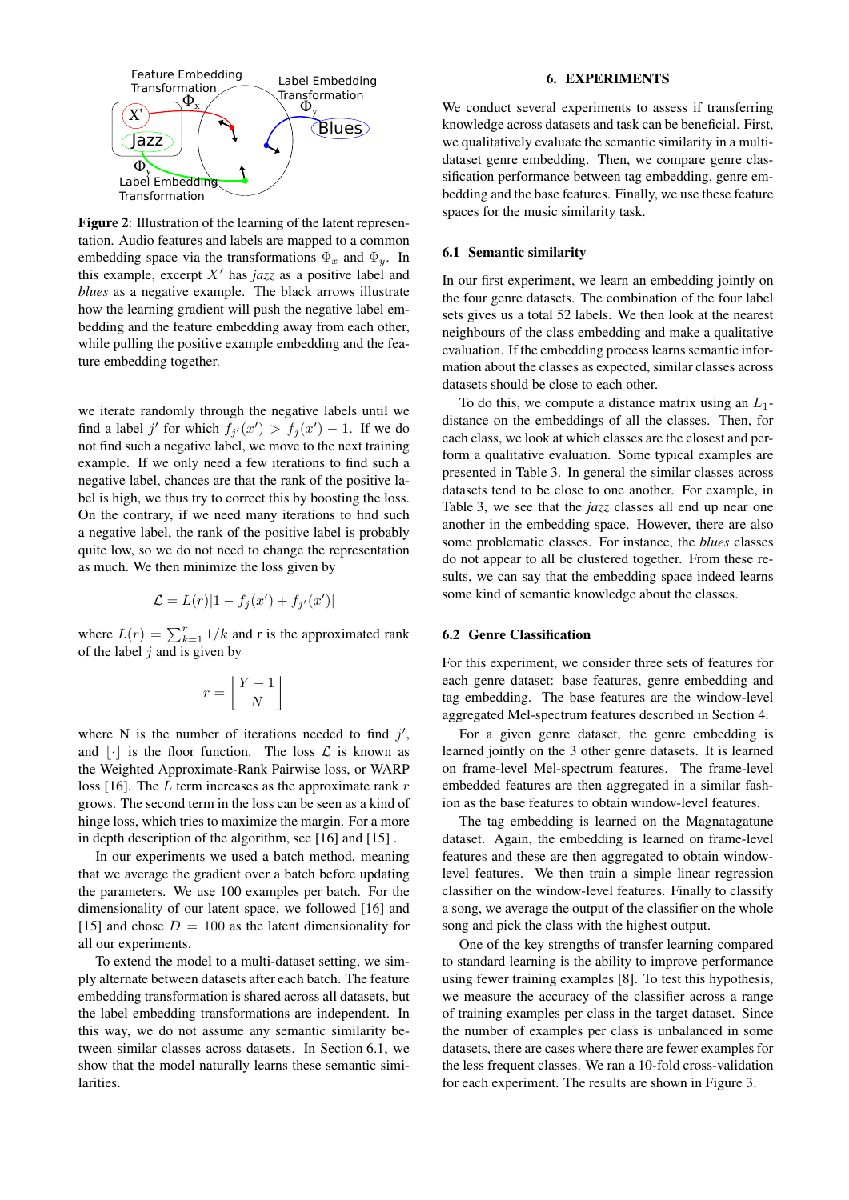Figure 2: Illustration of the learning of the latent representation. Audio features and labels are mapped to a common embedding space via the transformations $\Phi_x$ and $\Phi_y$. In this example, excerpt $X'$ has *jazz* as a positive label and *blues* as a negative example. The black arrows illustrate how the learning gradient will push the negative label embedding and the feature embedding away from each other, while pulling the positive example embedding and the feature embedding together.

we iterate randomly through the negative labels until we find a label $j'$ for which $f_{j'}(x') > f_j(x') - 1$. If we do not find such a negative label, we move to the next training example. If we only need a few iterations to find such a negative label, chances are that the rank of the positive label is high, we thus try to correct this by boosting the loss. On the contrary, if we need many iterations to find such a negative label, the rank of the positive label is probably quite low, so we do not need to change the representation as much. We then minimize the loss given by

$$\mathcal{L} = L(r)|1 - f_j(x') + f_{j'}(x')|$$

where $L(r) = \sum_{k=1}^{r} 1/k$ and r is the approximated rank of the label $j$ and is given by

$$r = \left\lfloor \frac{Y - 1}{N} \right\rfloor$$

where N is the number of iterations needed to find $j'$, and $\lfloor \cdot \rfloor$ is the floor function. The loss $\mathcal{L}$ is known as the Weighted Approximate-Rank Pairwise loss, or WARP loss [16]. The $L$ term increases as the approximate rank $r$ grows. The second term in the loss can be seen as a kind of hinge loss, which tries to maximize the margin. For a more in depth description of the algorithm, see [16] and [15] .

In our experiments we used a batch method, meaning that we average the gradient over a batch before updating the parameters. We use 100 examples per batch. For the dimensionality of our latent space, we followed [16] and [15] and chose $D = 100$ as the latent dimensionality for all our experiments.

To extend the model to a multi-dataset setting, we simply alternate between datasets after each batch. The feature embedding transformation is shared across all datasets, but the label embedding transformations are independent. In this way, we do not assume any semantic similarity between similar classes across datasets. In Section 6.1, we show that the model naturally learns these semantic similarities.

## 6. EXPERIMENTS

We conduct several experiments to assess if transferring knowledge across datasets and task can be beneficial. First, we qualitatively evaluate the semantic similarity in a multi-dataset genre embedding. Then, we compare genre classification performance between tag embedding, genre embedding and the base features. Finally, we use these feature spaces for the music similarity task.

### 6.1 Semantic similarity

In our first experiment, we learn an embedding jointly on the four genre datasets. The combination of the four label sets gives us a total 52 labels. We then look at the nearest neighbours of the class embedding and make a qualitative evaluation. If the embedding process learns semantic information about the classes as expected, similar classes across datasets should be close to each other.

To do this, we compute a distance matrix using an $L_1$-distance on the embeddings of all the classes. Then, for each class, we look at which classes are the closest and perform a qualitative evaluation. Some typical examples are presented in Table 3. In general the similar classes across datasets tend to be close to one another. For example, in Table 3, we see that the *jazz* classes all end up near one another in the embedding space. However, there are also some problematic classes. For instance, the *blues* classes do not appear to all be clustered together. From these results, we can say that the embedding space indeed learns some kind of semantic knowledge about the classes.

### 6.2 Genre Classification

For this experiment, we consider three sets of features for each genre dataset: base features, genre embedding and tag embedding. The base features are the window-level aggregated Mel-spectrum features described in Section 4.

For a given genre dataset, the genre embedding is learned jointly on the 3 other genre datasets. It is learned on frame-level Mel-spectrum features. The frame-level embedded features are then aggregated in a similar fashion as the base features to obtain window-level features.

The tag embedding is learned on the Magnatagatune dataset. Again, the embedding is learned on frame-level features and these are then aggregated to obtain window-level features. We then train a simple linear regression classifier on the window-level features. Finally to classify a song, we average the output of the classifier on the whole song and pick the class with the highest output.

One of the key strengths of transfer learning compared to standard learning is the ability to improve performance using fewer training examples [8]. To test this hypothesis, we measure the accuracy of the classifier across a range of training examples per class in the target dataset. Since the number of examples per class is unbalanced in some datasets, there are cases where there are fewer examples for the less frequent classes. We ran a 10-fold cross-validation for each experiment. The results are shown in Figure 3.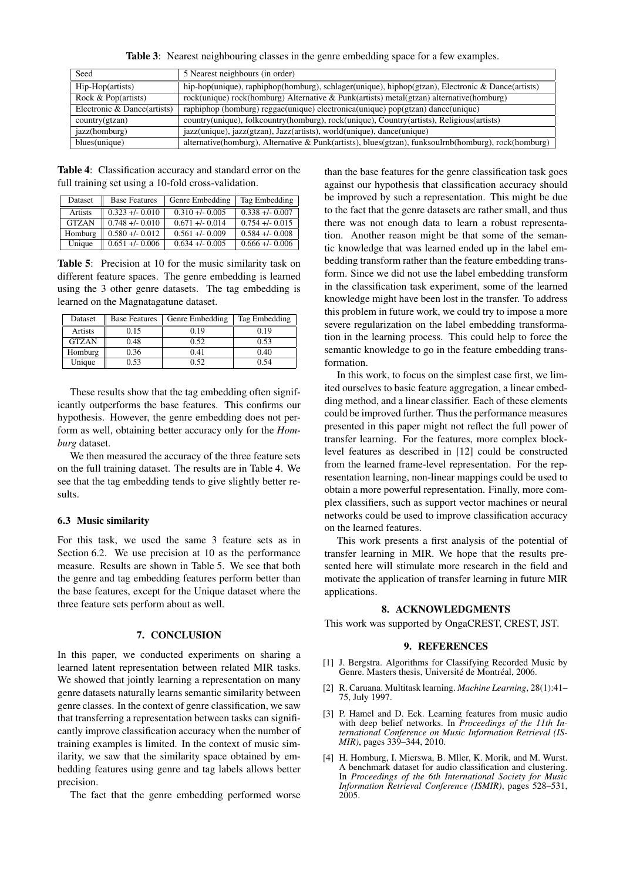**Table 3**: Nearest neighbouring classes in the genre embedding space for a few examples.

| Seed | 5 Nearest neighbours (in order) |
| --- | --- |
| Hip-Hop(artists) | hip-hop(unique), raphiphop(homburg), schlager(unique), hiphop(gtzan), Electronic & Dance(artists) |
| Rock & Pop(artists) | rock(unique) rock(homburg) Alternative & Punk(artists) metal(gtzan) alternative(homburg) |
| Electronic & Dance(artists) | raphiphop (homburg) reggae(unique) electronica(unique) pop(gtzan) dance(unique) |
| country(gtzan) | country(unique), folkcountry(homburg), rock(unique), Country(artists), Religious(artists) |
| jazz(homburg) | jazz(unique), jazz(gtzan), Jazz(artists), world(unique), dance(unique) |
| blues(unique) | alternative(homburg), Alternative & Punk(artists), blues(gtzan), funksoulrnb(homburg), rock(homburg) |

**Table 4**: Classification accuracy and standard error on the full training set using a 10-fold cross-validation.

| Dataset | Base Features | Genre Embedding | Tag Embedding |
| --- | --- | --- | --- |
| Artists | 0.323 +/- 0.010 | 0.310 +/- 0.005 | 0.338 +/- 0.007 |
| GTZAN | 0.748 +/- 0.010 | 0.671 +/- 0.014 | 0.754 +/- 0.015 |
| Homburg | 0.580 +/- 0.012 | 0.561 +/- 0.009 | 0.584 +/- 0.008 |
| Unique | 0.651 +/- 0.006 | 0.634 +/- 0.005 | 0.666 +/- 0.006 |

**Table 5**: Precision at 10 for the music similarity task on different feature spaces. The genre embedding is learned using the 3 other genre datasets. The tag embedding is learned on the Magnatagatune dataset.

| Dataset | Base Features | Genre Embedding | Tag Embedding |
| --- | --- | --- | --- |
| Artists | 0.15 | 0.19 | 0.19 |
| GTZAN | 0.48 | 0.52 | 0.53 |
| Homburg | 0.36 | 0.41 | 0.40 |
| Unique | 0.53 | 0.52 | 0.54 |

These results show that the tag embedding often significantly outperforms the base features. This confirms our hypothesis. However, the genre embedding does not perform as well, obtaining better accuracy only for the *Homburg* dataset.

We then measured the accuracy of the three feature sets on the full training dataset. The results are in Table 4. We see that the tag embedding tends to give slightly better results.

### 6.3 Music similarity

For this task, we used the same 3 feature sets as in Section 6.2. We use precision at 10 as the performance measure. Results are shown in Table 5. We see that both the genre and tag embedding features perform better than the base features, except for the Unique dataset where the three feature sets perform about as well.

## 7. CONCLUSION

In this paper, we conducted experiments on sharing a learned latent representation between related MIR tasks. We showed that jointly learning a representation on many genre datasets naturally learns semantic similarity between genre classes. In the context of genre classification, we saw that transferring a representation between tasks can significantly improve classification accuracy when the number of training examples is limited. In the context of music similarity, we saw that the similarity space obtained by embedding features using genre and tag labels allows better precision.

The fact that the genre embedding performed worse than the base features for the genre classification task goes against our hypothesis that classification accuracy should be improved by such a representation. This might be due to the fact that the genre datasets are rather small, and thus there was not enough data to learn a robust representation. Another reason might be that some of the semantic knowledge that was learned ended up in the label embedding transform rather than the feature embedding transform. Since we did not use the label embedding transform in the classification task experiment, some of the learned knowledge might have been lost in the transfer. To address this problem in future work, we could try to impose a more severe regularization on the label embedding transformation in the learning process. This could help to force the semantic knowledge to go in the feature embedding transformation.

In this work, to focus on the simplest case first, we limited ourselves to basic feature aggregation, a linear embedding method, and a linear classifier. Each of these elements could be improved further. Thus the performance measures presented in this paper might not reflect the full power of transfer learning. For the features, more complex block-level features as described in [12] could be constructed from the learned frame-level representation. For the representation learning, non-linear mappings could be used to obtain a more powerful representation. Finally, more complex classifiers, such as support vector machines or neural networks could be used to improve classification accuracy on the learned features.

This work presents a first analysis of the potential of transfer learning in MIR. We hope that the results presented here will stimulate more research in the field and motivate the application of transfer learning in future MIR applications.

## 8. ACKNOWLEDGMENTS

This work was supported by OngaCREST, CREST, JST.

## 9. REFERENCES

[1] J. Bergstra. Algorithms for Classifying Recorded Music by Genre. Masters thesis, Université de Montréal, 2006.

[2] R. Caruana. Multitask learning. *Machine Learning*, 28(1):41–75, July 1997.

[3] P. Hamel and D. Eck. Learning features from music audio with deep belief networks. In *Proceedings of the 11th International Conference on Music Information Retrieval (ISMIR)*, pages 339–344, 2010.

[4] H. Homburg, I. Mierswa, B. Mller, K. Morik, and M. Wurst. A benchmark dataset for audio classification and clustering. In *Proceedings of the 6th International Society for Music Information Retrieval Conference (ISMIR)*, pages 528–531, 2005.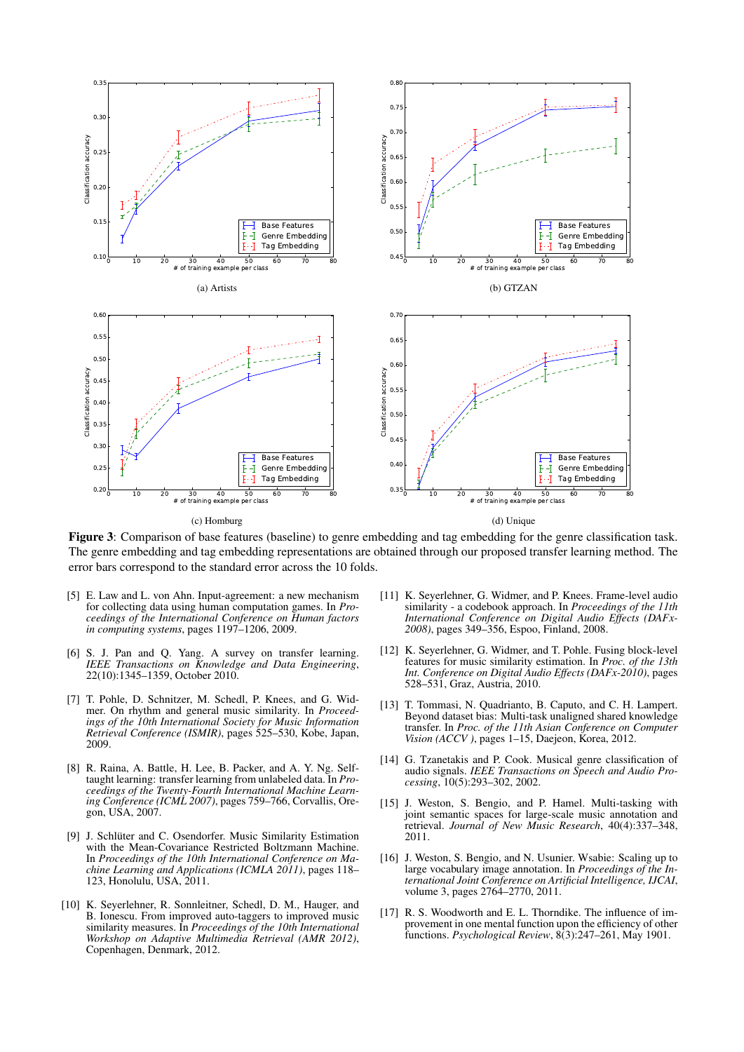0.35
0.30
0.25
0.20
0.15
0.10
Classification accuracy
0 10 20 30 40 50 60 70 80
# of training example per class
Base Features
Genre Embedding
Tag Embedding

(a) Artists

0.80
0.75
0.70
0.65
0.60
0.55
0.50
0.45
Classification accuracy
0 10 20 30 40 50 60 70 80
# of training example per class
Base Features
Genre Embedding
Tag Embedding

(b) GTZAN

0.60
0.55
0.50
0.45
0.40
0.35
0.30
0.25
0.20
Classification accuracy
0 10 20 30 40 50 60 70 80
# of training example per class
Base Features
Genre Embedding
Tag Embedding

(c) Homburg

0.70
0.65
0.60
0.55
0.50
0.45
0.40
0.35
Classification accuracy
0 10 20 30 40 50 60 70 80
# of training example per class
Base Features
Genre Embedding
Tag Embedding

(d) Unique

**Figure 3**: Comparison of base features (baseline) to genre embedding and tag embedding for the genre classification task. The genre embedding and tag embedding representations are obtained through our proposed transfer learning method. The error bars correspond to the standard error across the 10 folds.

[5] E. Law and L. von Ahn. Input-agreement: a new mechanism for collecting data using human computation games. In *Proceedings of the International Conference on Human factors in computing systems*, pages 1197–1206, 2009.

[6] S. J. Pan and Q. Yang. A survey on transfer learning. *IEEE Transactions on Knowledge and Data Engineering*, 22(10):1345–1359, October 2010.

[7] T. Pohle, D. Schnitzer, M. Schedl, P. Knees, and G. Widmer. On rhythm and general music similarity. In *Proceedings of the 10th International Society for Music Information Retrieval Conference (ISMIR)*, pages 525–530, Kobe, Japan, 2009.

[8] R. Raina, A. Battle, H. Lee, B. Packer, and A. Y. Ng. Self-taught learning: transfer learning from unlabeled data. In *Proceedings of the Twenty-Fourth International Machine Learning Conference (ICML 2007)*, pages 759–766, Corvallis, Oregon, USA, 2007.

[9] J. Schlüter and C. Osendorfer. Music Similarity Estimation with the Mean-Covariance Restricted Boltzmann Machine. In *Proceedings of the 10th International Conference on Machine Learning and Applications (ICMLA 2011)*, pages 118–123, Honolulu, USA, 2011.

[10] K. Seyerlehner, R. Sonnleitner, Schedl, D. M., Hauger, and B. Ionescu. From improved auto-taggers to improved music similarity measures. In *Proceedings of the 10th International Workshop on Adaptive Multimedia Retrieval (AMR 2012)*, Copenhagen, Denmark, 2012.

[11] K. Seyerlehner, G. Widmer, and P. Knees. Frame-level audio similarity - a codebook approach. In *Proceedings of the 11th International Conference on Digital Audio Effects (DAFx-2008)*, pages 349–356, Espoo, Finland, 2008.

[12] K. Seyerlehner, G. Widmer, and T. Pohle. Fusing block-level features for music similarity estimation. In *Proc. of the 13th Int. Conference on Digital Audio Effects (DAFx-2010)*, pages 528–531, Graz, Austria, 2010.

[13] T. Tommasi, N. Quadrianto, B. Caputo, and C. H. Lampert. Beyond dataset bias: Multi-task unaligned shared knowledge transfer. In *Proc. of the 11th Asian Conference on Computer Vision (ACCV )*, pages 1–15, Daejeon, Korea, 2012.

[14] G. Tzanetakis and P. Cook. Musical genre classification of audio signals. *IEEE Transactions on Speech and Audio Processing*, 10(5):293–302, 2002.

[15] J. Weston, S. Bengio, and P. Hamel. Multi-tasking with joint semantic spaces for large-scale music annotation and retrieval. *Journal of New Music Research*, 40(4):337–348, 2011.

[16] J. Weston, S. Bengio, and N. Usunier. Wsabie: Scaling up to large vocabulary image annotation. In *Proceedings of the International Joint Conference on Artificial Intelligence, IJCAI*, volume 3, pages 2764–2770, 2011.

[17] R. S. Woodworth and E. L. Thorndike. The influence of improvement in one mental function upon the efficiency of other functions. *Psychological Review*, 8(3):247–261, May 1901.